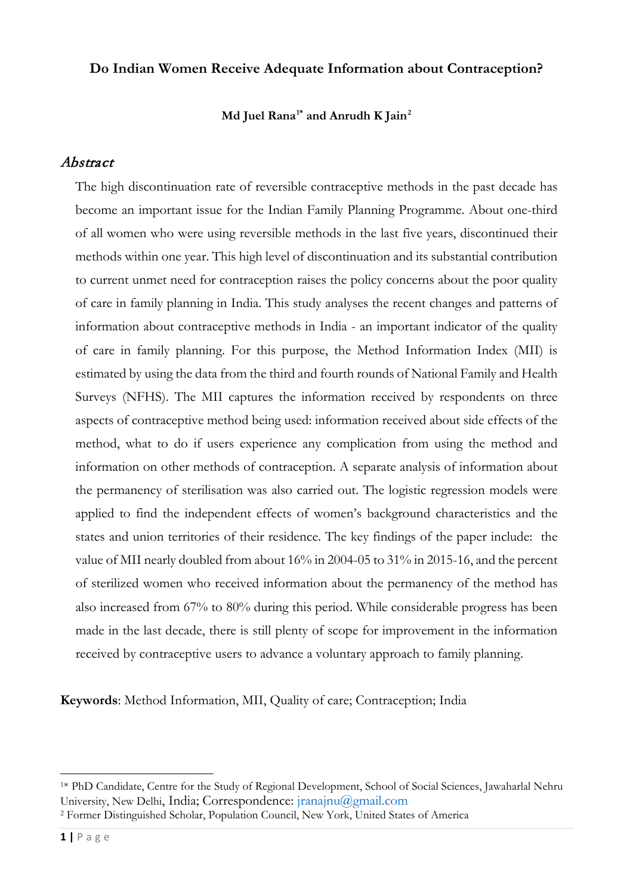# Do Indian Women Receive Adequate Information about Contraception?

**Md Juel Rana[1*] and Anrudh K Jain[2]**

## *Abstract*

The high discontinuation rate of reversible contraceptive methods in the past decade has become an important issue for the Indian Family Planning Programme. About one-third of all women who were using reversible methods in the last five years, discontinued their methods within one year. This high level of discontinuation and its substantial contribution to current unmet need for contraception raises the policy concerns about the poor quality of care in family planning in India. This study analyses the recent changes and patterns of information about contraceptive methods in India - an important indicator of the quality of care in family planning. For this purpose, the Method Information Index (MII) is estimated by using the data from the third and fourth rounds of National Family and Health Surveys (NFHS). The MII captures the information received by respondents on three aspects of contraceptive method being used: information received about side effects of the method, what to do if users experience any complication from using the method and information on other methods of contraception. A separate analysis of information about the permanency of sterilisation was also carried out. The logistic regression models were applied to find the independent effects of women's background characteristics and the states and union territories of their residence. The key findings of the paper include: the value of MII nearly doubled from about 16% in 2004-05 to 31% in 2015-16, and the percent of sterilized women who received information about the permanency of the method has also increased from 67% to 80% during this period. While considerable progress has been made in the last decade, there is still plenty of scope for improvement in the information received by contraceptive users to advance a voluntary approach to family planning.

**Keywords**: Method Information, MII, Quality of care; Contraception; India

---

[1*] PhD Candidate, Centre for the Study of Regional Development, School of Social Sciences, Jawaharlal Nehru University, New Delhi, India; Correspondence: jranajnu@gmail.com

[2] Former Distinguished Scholar, Population Council, New York, United States of America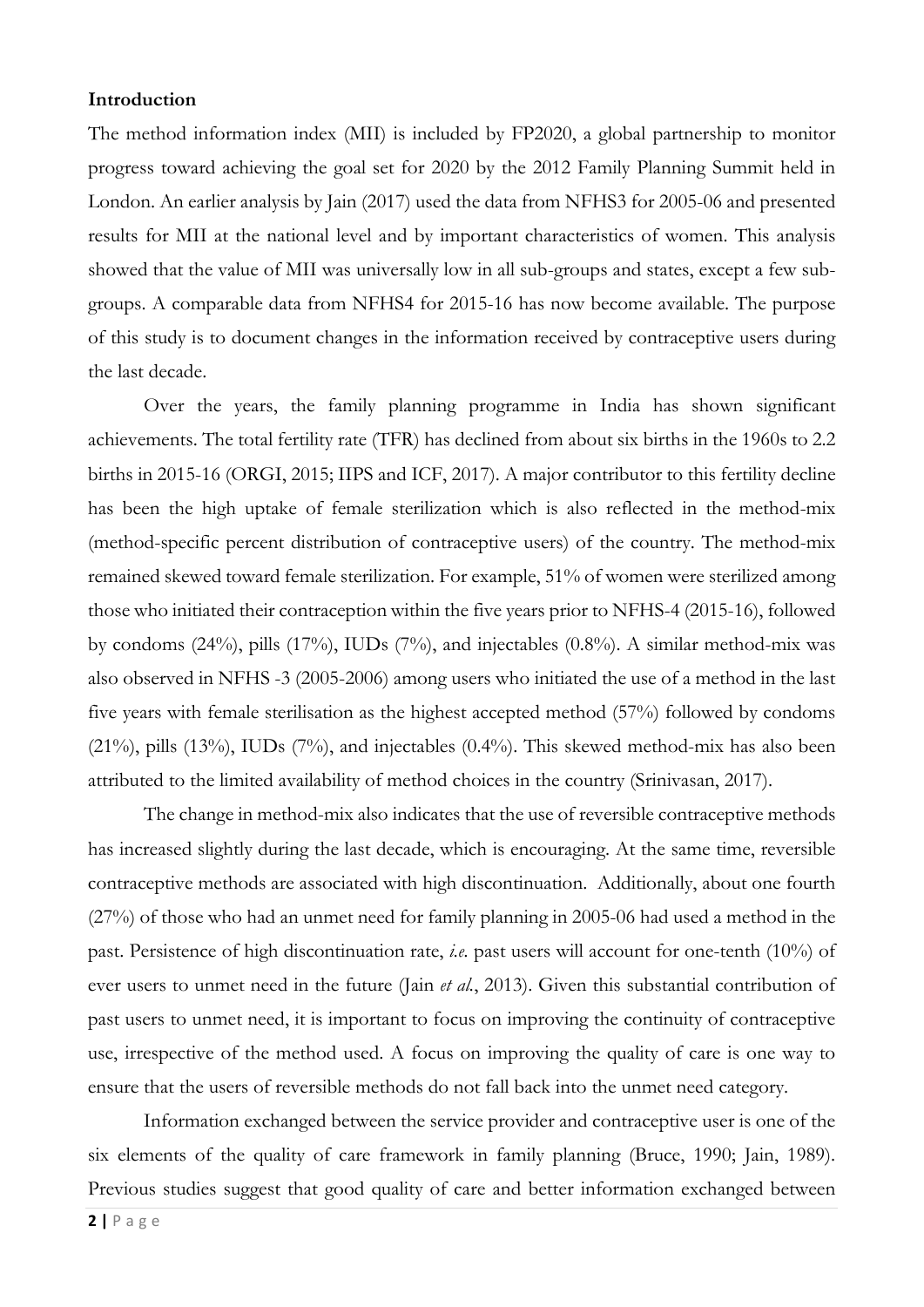**Introduction**

The method information index (MII) is included by FP2020, a global partnership to monitor progress toward achieving the goal set for 2020 by the 2012 Family Planning Summit held in London. An earlier analysis by Jain (2017) used the data from NFHS3 for 2005-06 and presented results for MII at the national level and by important characteristics of women. This analysis showed that the value of MII was universally low in all sub-groups and states, except a few sub-groups. A comparable data from NFHS4 for 2015-16 has now become available. The purpose of this study is to document changes in the information received by contraceptive users during the last decade.

Over the years, the family planning programme in India has shown significant achievements. The total fertility rate (TFR) has declined from about six births in the 1960s to 2.2 births in 2015-16 (ORGI, 2015; IIPS and ICF, 2017). A major contributor to this fertility decline has been the high uptake of female sterilization which is also reflected in the method-mix (method-specific percent distribution of contraceptive users) of the country. The method-mix remained skewed toward female sterilization. For example, 51% of women were sterilized among those who initiated their contraception within the five years prior to NFHS-4 (2015-16), followed by condoms (24%), pills (17%), IUDs (7%), and injectables (0.8%). A similar method-mix was also observed in NFHS -3 (2005-2006) among users who initiated the use of a method in the last five years with female sterilisation as the highest accepted method (57%) followed by condoms (21%), pills (13%), IUDs (7%), and injectables (0.4%). This skewed method-mix has also been attributed to the limited availability of method choices in the country (Srinivasan, 2017).

The change in method-mix also indicates that the use of reversible contraceptive methods has increased slightly during the last decade, which is encouraging. At the same time, reversible contraceptive methods are associated with high discontinuation. Additionally, about one fourth (27%) of those who had an unmet need for family planning in 2005-06 had used a method in the past. Persistence of high discontinuation rate, *i.e.* past users will account for one-tenth (10%) of ever users to unmet need in the future (Jain *et al.*, 2013). Given this substantial contribution of past users to unmet need, it is important to focus on improving the continuity of contraceptive use, irrespective of the method used. A focus on improving the quality of care is one way to ensure that the users of reversible methods do not fall back into the unmet need category.

Information exchanged between the service provider and contraceptive user is one of the six elements of the quality of care framework in family planning (Bruce, 1990; Jain, 1989). Previous studies suggest that good quality of care and better information exchanged between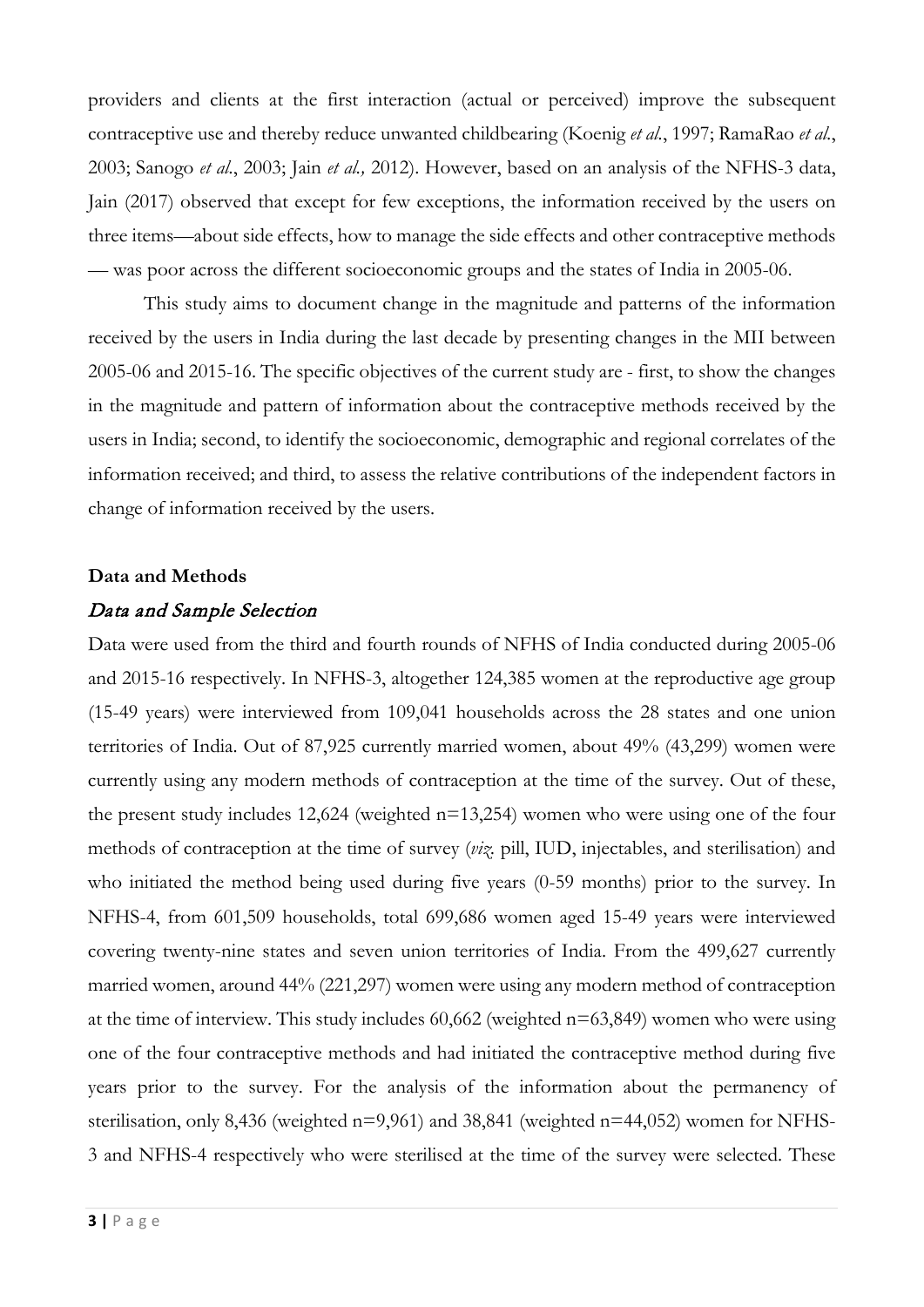providers and clients at the first interaction (actual or perceived) improve the subsequent contraceptive use and thereby reduce unwanted childbearing (Koenig *et al.*, 1997; RamaRao *et al.*, 2003; Sanogo *et al.*, 2003; Jain *et al.,* 2012). However, based on an analysis of the NFHS-3 data, Jain (2017) observed that except for few exceptions, the information received by the users on three items—about side effects, how to manage the side effects and other contraceptive methods — was poor across the different socioeconomic groups and the states of India in 2005-06.

This study aims to document change in the magnitude and patterns of the information received by the users in India during the last decade by presenting changes in the MII between 2005-06 and 2015-16. The specific objectives of the current study are - first, to show the changes in the magnitude and pattern of information about the contraceptive methods received by the users in India; second, to identify the socioeconomic, demographic and regional correlates of the information received; and third, to assess the relative contributions of the independent factors in change of information received by the users.

## Data and Methods

### *Data and Sample Selection*

Data were used from the third and fourth rounds of NFHS of India conducted during 2005-06 and 2015-16 respectively. In NFHS-3, altogether 124,385 women at the reproductive age group (15-49 years) were interviewed from 109,041 households across the 28 states and one union territories of India. Out of 87,925 currently married women, about 49% (43,299) women were currently using any modern methods of contraception at the time of the survey. Out of these, the present study includes 12,624 (weighted n=13,254) women who were using one of the four methods of contraception at the time of survey (*viz.* pill, IUD, injectables, and sterilisation) and who initiated the method being used during five years (0-59 months) prior to the survey. In NFHS-4, from 601,509 households, total 699,686 women aged 15-49 years were interviewed covering twenty-nine states and seven union territories of India. From the 499,627 currently married women, around 44% (221,297) women were using any modern method of contraception at the time of interview. This study includes 60,662 (weighted n=63,849) women who were using one of the four contraceptive methods and had initiated the contraceptive method during five years prior to the survey. For the analysis of the information about the permanency of sterilisation, only 8,436 (weighted n=9,961) and 38,841 (weighted n=44,052) women for NFHS-3 and NFHS-4 respectively who were sterilised at the time of the survey were selected. These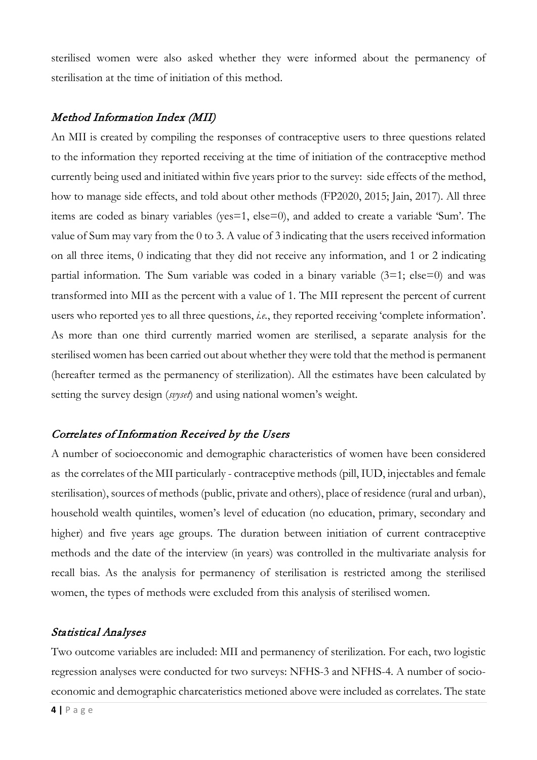sterilised women were also asked whether they were informed about the permanency of sterilisation at the time of initiation of this method.

### *Method Information Index (MII)*

An MII is created by compiling the responses of contraceptive users to three questions related to the information they reported receiving at the time of initiation of the contraceptive method currently being used and initiated within five years prior to the survey: side effects of the method, how to manage side effects, and told about other methods (FP2020, 2015; Jain, 2017). All three items are coded as binary variables (yes=1, else=0), and added to create a variable 'Sum'. The value of Sum may vary from the 0 to 3. A value of 3 indicating that the users received information on all three items, 0 indicating that they did not receive any information, and 1 or 2 indicating partial information. The Sum variable was coded in a binary variable (3=1; else=0) and was transformed into MII as the percent with a value of 1. The MII represent the percent of current users who reported yes to all three questions, *i.e.*, they reported receiving 'complete information'. As more than one third currently married women are sterilised, a separate analysis for the sterilised women has been carried out about whether they were told that the method is permanent (hereafter termed as the permanency of sterilization). All the estimates have been calculated by setting the survey design (*svyset*) and using national women's weight.

### *Correlates of Information Received by the Users*

A number of socioeconomic and demographic characteristics of women have been considered as the correlates of the MII particularly - contraceptive methods (pill, IUD, injectables and female sterilisation), sources of methods (public, private and others), place of residence (rural and urban), household wealth quintiles, women's level of education (no education, primary, secondary and higher) and five years age groups. The duration between initiation of current contraceptive methods and the date of the interview (in years) was controlled in the multivariate analysis for recall bias. As the analysis for permanency of sterilisation is restricted among the sterilised women, the types of methods were excluded from this analysis of sterilised women.

### *Statistical Analyses*

Two outcome variables are included: MII and permanency of sterilization. For each, two logistic regression analyses were conducted for two surveys: NFHS-3 and NFHS-4. A number of socio-economic and demographic charcateristics metioned above were included as correlates. The state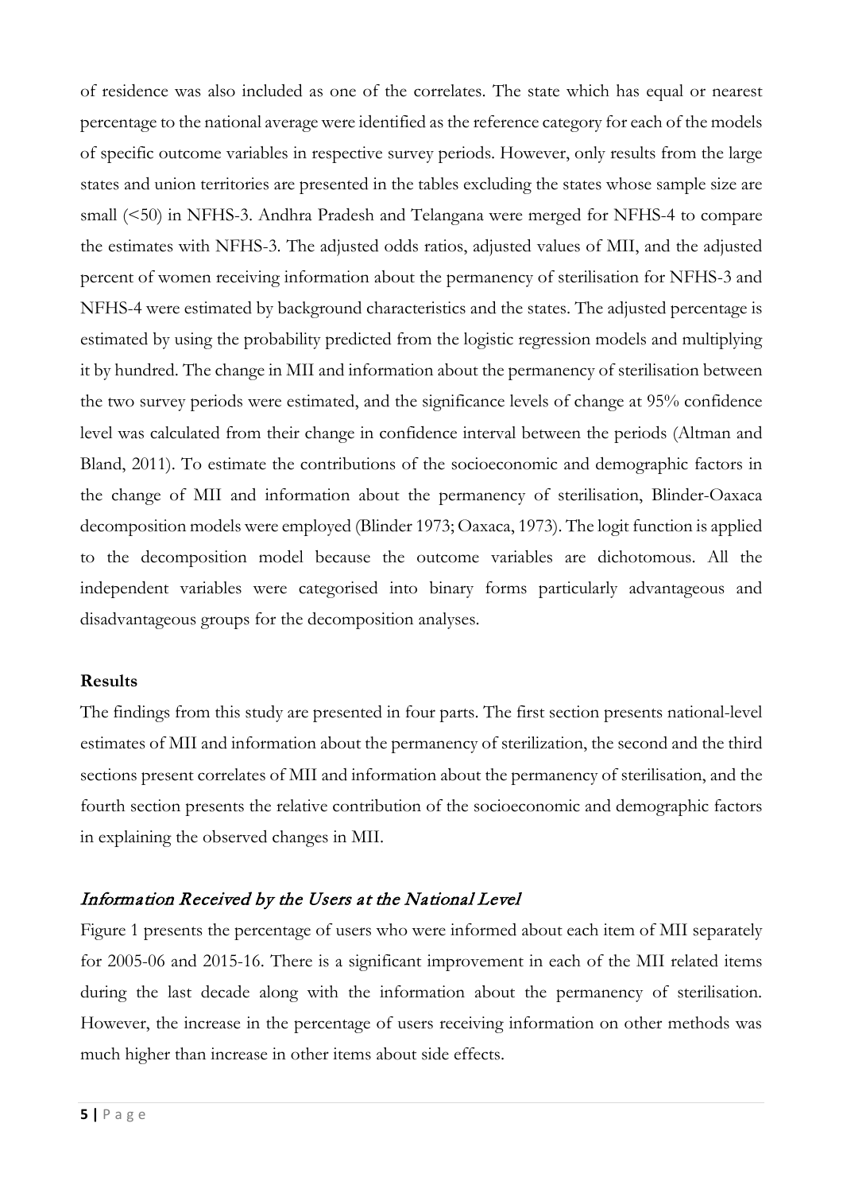of residence was also included as one of the correlates. The state which has equal or nearest percentage to the national average were identified as the reference category for each of the models of specific outcome variables in respective survey periods. However, only results from the large states and union territories are presented in the tables excluding the states whose sample size are small (<50) in NFHS-3. Andhra Pradesh and Telangana were merged for NFHS-4 to compare the estimates with NFHS-3. The adjusted odds ratios, adjusted values of MII, and the adjusted percent of women receiving information about the permanency of sterilisation for NFHS-3 and NFHS-4 were estimated by background characteristics and the states. The adjusted percentage is estimated by using the probability predicted from the logistic regression models and multiplying it by hundred. The change in MII and information about the permanency of sterilisation between the two survey periods were estimated, and the significance levels of change at 95% confidence level was calculated from their change in confidence interval between the periods (Altman and Bland, 2011). To estimate the contributions of the socioeconomic and demographic factors in the change of MII and information about the permanency of sterilisation, Blinder-Oaxaca decomposition models were employed (Blinder 1973; Oaxaca, 1973). The logit function is applied to the decomposition model because the outcome variables are dichotomous. All the independent variables were categorised into binary forms particularly advantageous and disadvantageous groups for the decomposition analyses.

## Results

The findings from this study are presented in four parts. The first section presents national-level estimates of MII and information about the permanency of sterilization, the second and the third sections present correlates of MII and information about the permanency of sterilisation, and the fourth section presents the relative contribution of the socioeconomic and demographic factors in explaining the observed changes in MII.

### *Information Received by the Users at the National Level*

Figure 1 presents the percentage of users who were informed about each item of MII separately for 2005-06 and 2015-16. There is a significant improvement in each of the MII related items during the last decade along with the information about the permanency of sterilisation. However, the increase in the percentage of users receiving information on other methods was much higher than increase in other items about side effects.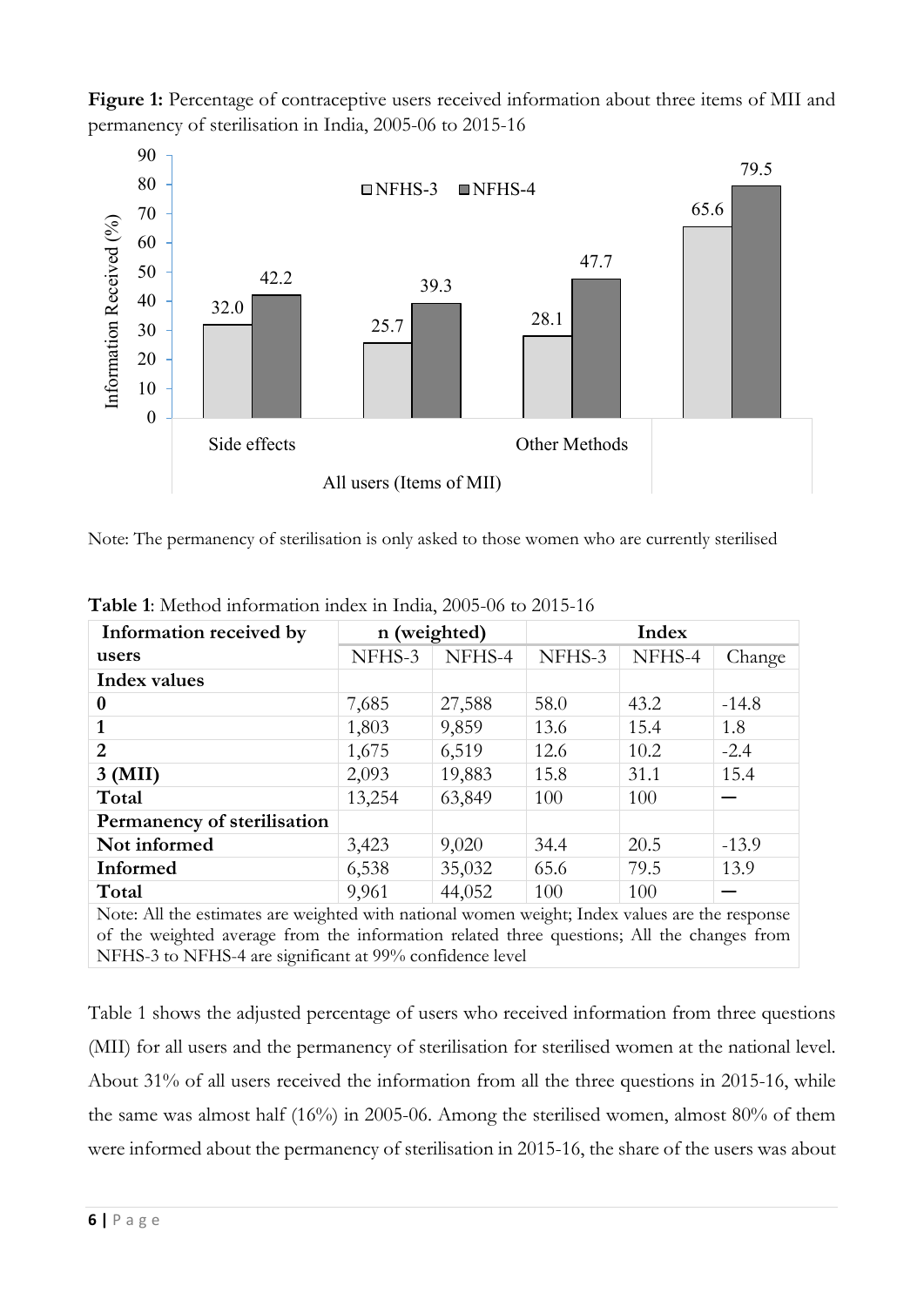**Figure 1:** Percentage of contraceptive users received information about three items of MII and permanency of sterilisation in India, 2005-06 to 2015-16

Note: The permanency of sterilisation is only asked to those women who are currently sterilised

**Table 1**: Method information index in India, 2005-06 to 2015-16

| Information received by users | n (weighted) | | Index | | |
|---|---|---|---|---|---|
| | NFHS-3 | NFHS-4 | NFHS-3 | NFHS-4 | Change |
| **Index values** | | | | | |
| **0** | 7,685 | 27,588 | 58.0 | 43.2 | -14.8 |
| **1** | 1,803 | 9,859 | 13.6 | 15.4 | 1.8 |
| **2** | 1,675 | 6,519 | 12.6 | 10.2 | -2.4 |
| **3 (MII)** | 2,093 | 19,883 | 15.8 | 31.1 | 15.4 |
| **Total** | 13,254 | 63,849 | 100 | 100 | — |
| **Permanency of sterilisation** | | | | | |
| **Not informed** | 3,423 | 9,020 | 34.4 | 20.5 | -13.9 |
| **Informed** | 6,538 | 35,032 | 65.6 | 79.5 | 13.9 |
| **Total** | 9,961 | 44,052 | 100 | 100 | — |

Note: All the estimates are weighted with national women weight; Index values are the response of the weighted average from the information related three questions; All the changes from NFHS-3 to NFHS-4 are significant at 99% confidence level

Table 1 shows the adjusted percentage of users who received information from three questions (MII) for all users and the permanency of sterilisation for sterilised women at the national level. About 31% of all users received the information from all the three questions in 2015-16, while the same was almost half (16%) in 2005-06. Among the sterilised women, almost 80% of them were informed about the permanency of sterilisation in 2015-16, the share of the users was about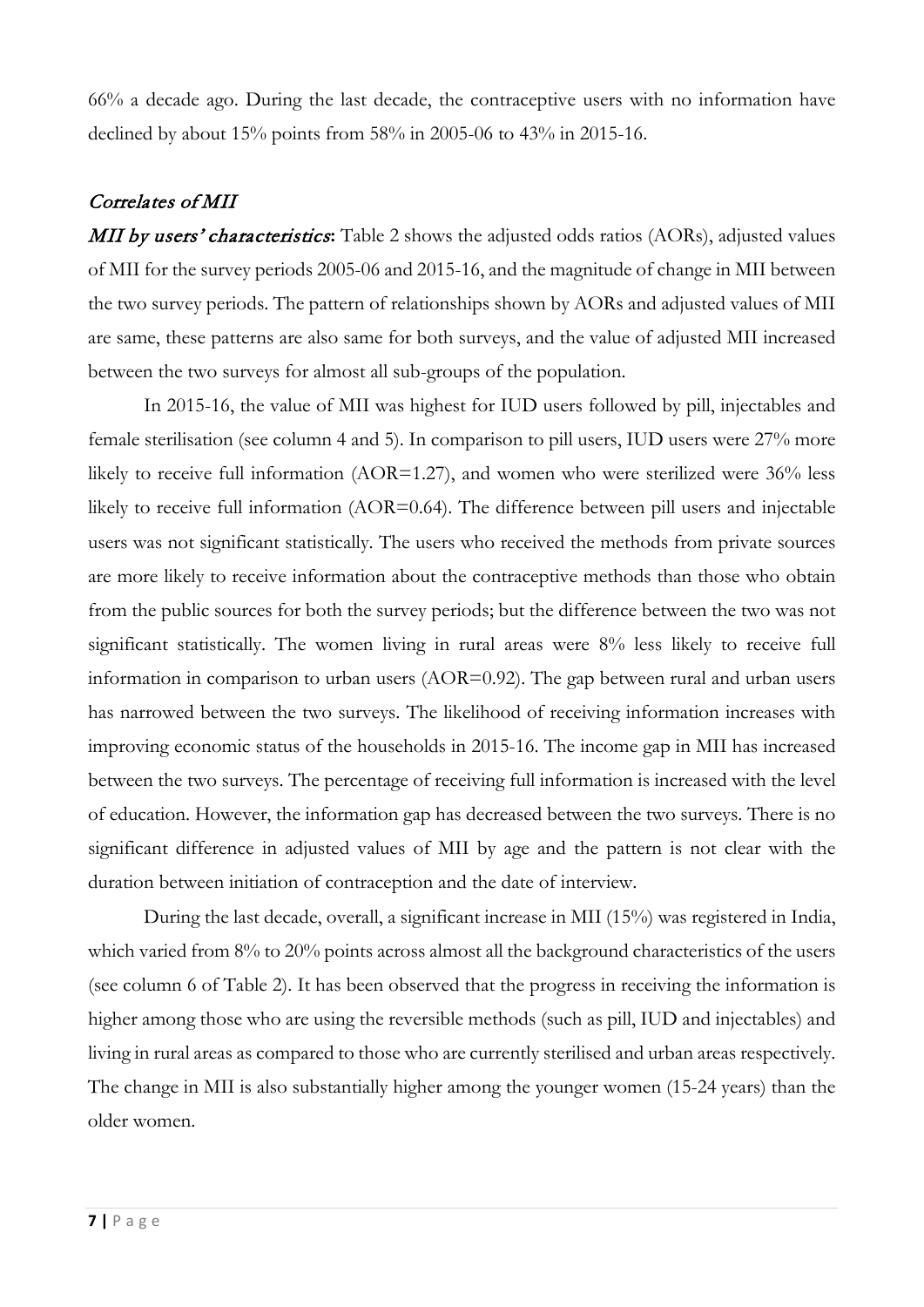66% a decade ago. During the last decade, the contraceptive users with no information have declined by about 15% points from 58% in 2005-06 to 43% in 2015-16.

### *Correlates of MII*

***MII by users' characteristics*:** Table 2 shows the adjusted odds ratios (AORs), adjusted values of MII for the survey periods 2005-06 and 2015-16, and the magnitude of change in MII between the two survey periods. The pattern of relationships shown by AORs and adjusted values of MII are same, these patterns are also same for both surveys, and the value of adjusted MII increased between the two surveys for almost all sub-groups of the population.

In 2015-16, the value of MII was highest for IUD users followed by pill, injectables and female sterilisation (see column 4 and 5). In comparison to pill users, IUD users were 27% more likely to receive full information (AOR=1.27), and women who were sterilized were 36% less likely to receive full information (AOR=0.64). The difference between pill users and injectable users was not significant statistically. The users who received the methods from private sources are more likely to receive information about the contraceptive methods than those who obtain from the public sources for both the survey periods; but the difference between the two was not significant statistically. The women living in rural areas were 8% less likely to receive full information in comparison to urban users (AOR=0.92). The gap between rural and urban users has narrowed between the two surveys. The likelihood of receiving information increases with improving economic status of the households in 2015-16. The income gap in MII has increased between the two surveys. The percentage of receiving full information is increased with the level of education. However, the information gap has decreased between the two surveys. There is no significant difference in adjusted values of MII by age and the pattern is not clear with the duration between initiation of contraception and the date of interview.

During the last decade, overall, a significant increase in MII (15%) was registered in India, which varied from 8% to 20% points across almost all the background characteristics of the users (see column 6 of Table 2). It has been observed that the progress in receiving the information is higher among those who are using the reversible methods (such as pill, IUD and injectables) and living in rural areas as compared to those who are currently sterilised and urban areas respectively. The change in MII is also substantially higher among the younger women (15-24 years) than the older women.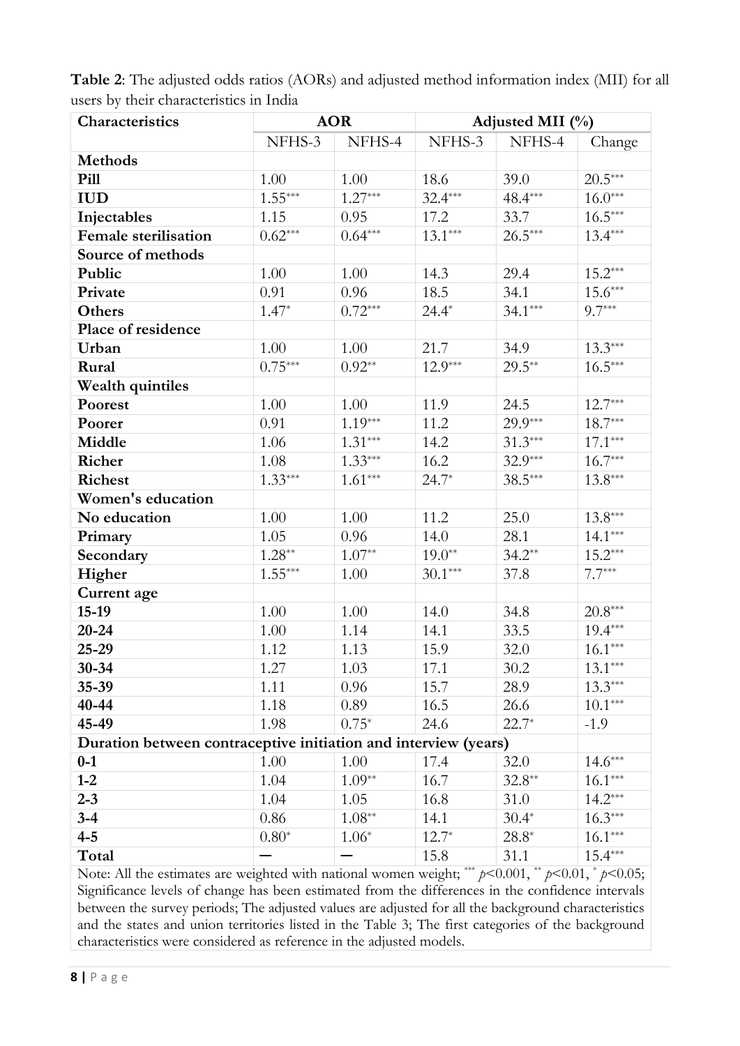**Table 2**: The adjusted odds ratios (AORs) and adjusted method information index (MII) for all users by their characteristics in India

| Characteristics | AOR | | Adjusted MII (%) | | |
|---|---|---|---|---|---|
| | NFHS-3 | NFHS-4 | NFHS-3 | NFHS-4 | Change |
| **Methods** | | | | | |
| **Pill** | 1.00 | 1.00 | 18.6 | 39.0 | 20.5*** |
| **IUD** | 1.55*** | 1.27*** | 32.4*** | 48.4*** | 16.0*** |
| **Injectables** | 1.15 | 0.95 | 17.2 | 33.7 | 16.5*** |
| **Female sterilisation** | 0.62*** | 0.64*** | 13.1*** | 26.5*** | 13.4*** |
| **Source of methods** | | | | | |
| **Public** | 1.00 | 1.00 | 14.3 | 29.4 | 15.2*** |
| **Private** | 0.91 | 0.96 | 18.5 | 34.1 | 15.6*** |
| **Others** | 1.47* | 0.72*** | 24.4* | 34.1*** | 9.7*** |
| **Place of residence** | | | | | |
| **Urban** | 1.00 | 1.00 | 21.7 | 34.9 | 13.3*** |
| **Rural** | 0.75*** | 0.92** | 12.9*** | 29.5** | 16.5*** |
| **Wealth quintiles** | | | | | |
| **Poorest** | 1.00 | 1.00 | 11.9 | 24.5 | 12.7*** |
| **Poorer** | 0.91 | 1.19*** | 11.2 | 29.9*** | 18.7*** |
| **Middle** | 1.06 | 1.31*** | 14.2 | 31.3*** | 17.1*** |
| **Richer** | 1.08 | 1.33*** | 16.2 | 32.9*** | 16.7*** |
| **Richest** | 1.33*** | 1.61*** | 24.7* | 38.5*** | 13.8*** |
| **Women's education** | | | | | |
| **No education** | 1.00 | 1.00 | 11.2 | 25.0 | 13.8*** |
| **Primary** | 1.05 | 0.96 | 14.0 | 28.1 | 14.1*** |
| **Secondary** | 1.28** | 1.07** | 19.0** | 34.2** | 15.2*** |
| **Higher** | 1.55*** | 1.00 | 30.1*** | 37.8 | 7.7*** |
| **Current age** | | | | | |
| **15-19** | 1.00 | 1.00 | 14.0 | 34.8 | 20.8*** |
| **20-24** | 1.00 | 1.14 | 14.1 | 33.5 | 19.4*** |
| **25-29** | 1.12 | 1.13 | 15.9 | 32.0 | 16.1*** |
| **30-34** | 1.27 | 1.03 | 17.1 | 30.2 | 13.1*** |
| **35-39** | 1.11 | 0.96 | 15.7 | 28.9 | 13.3*** |
| **40-44** | 1.18 | 0.89 | 16.5 | 26.6 | 10.1*** |
| **45-49** | 1.98 | 0.75* | 24.6 | 22.7* | -1.9 |
| **Duration between contraceptive initiation and interview (years)** | | | | | |
| **0-1** | 1.00 | 1.00 | 17.4 | 32.0 | 14.6*** |
| **1-2** | 1.04 | 1.09** | 16.7 | 32.8** | 16.1*** |
| **2-3** | 1.04 | 1.05 | 16.8 | 31.0 | 14.2*** |
| **3-4** | 0.86 | 1.08** | 14.1 | 30.4* | 16.3*** |
| **4-5** | 0.80* | 1.06* | 12.7* | 28.8* | 16.1*** |
| **Total** | — | — | 15.8 | 31.1 | 15.4*** |

Note: All the estimates are weighted with national women weight; *** $p<0.001$, ** $p<0.01$, * $p<0.05$; Significance levels of change has been estimated from the differences in the confidence intervals between the survey periods; The adjusted values are adjusted for all the background characteristics and the states and union territories listed in the Table 3; The first categories of the background characteristics were considered as reference in the adjusted models.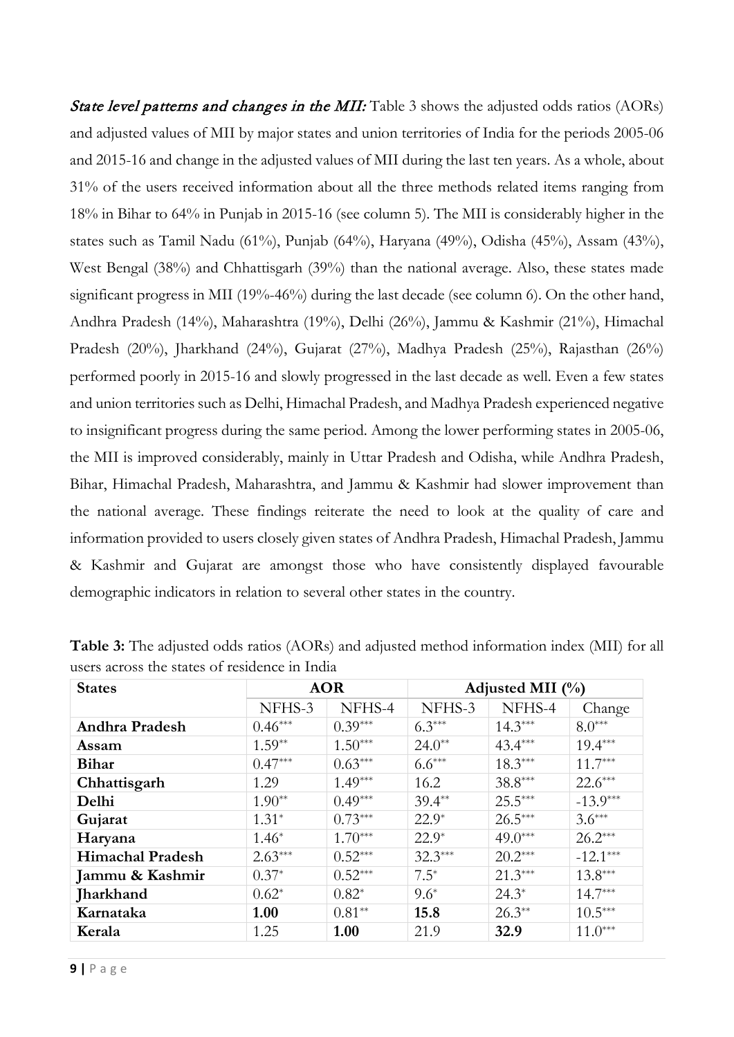*State level patterns and changes in the MII:* Table 3 shows the adjusted odds ratios (AORs) and adjusted values of MII by major states and union territories of India for the periods 2005-06 and 2015-16 and change in the adjusted values of MII during the last ten years. As a whole, about 31% of the users received information about all the three methods related items ranging from 18% in Bihar to 64% in Punjab in 2015-16 (see column 5). The MII is considerably higher in the states such as Tamil Nadu (61%), Punjab (64%), Haryana (49%), Odisha (45%), Assam (43%), West Bengal (38%) and Chhattisgarh (39%) than the national average. Also, these states made significant progress in MII (19%-46%) during the last decade (see column 6). On the other hand, Andhra Pradesh (14%), Maharashtra (19%), Delhi (26%), Jammu & Kashmir (21%), Himachal Pradesh (20%), Jharkhand (24%), Gujarat (27%), Madhya Pradesh (25%), Rajasthan (26%) performed poorly in 2015-16 and slowly progressed in the last decade as well. Even a few states and union territories such as Delhi, Himachal Pradesh, and Madhya Pradesh experienced negative to insignificant progress during the same period. Among the lower performing states in 2005-06, the MII is improved considerably, mainly in Uttar Pradesh and Odisha, while Andhra Pradesh, Bihar, Himachal Pradesh, Maharashtra, and Jammu & Kashmir had slower improvement than the national average. These findings reiterate the need to look at the quality of care and information provided to users closely given states of Andhra Pradesh, Himachal Pradesh, Jammu & Kashmir and Gujarat are amongst those who have consistently displayed favourable demographic indicators in relation to several other states in the country.

**Table 3:** The adjusted odds ratios (AORs) and adjusted method information index (MII) for all users across the states of residence in India

| States | AOR | | Adjusted MII (%) | | |
|---|---|---|---|---|---|
| | NFHS-3 | NFHS-4 | NFHS-3 | NFHS-4 | Change |
| **Andhra Pradesh** | 0.46*** | 0.39*** | 6.3*** | 14.3*** | 8.0*** |
| **Assam** | 1.59** | 1.50*** | 24.0** | 43.4*** | 19.4*** |
| **Bihar** | 0.47*** | 0.63*** | 6.6*** | 18.3*** | 11.7*** |
| **Chhattisgarh** | 1.29 | 1.49*** | 16.2 | 38.8*** | 22.6*** |
| **Delhi** | 1.90** | 0.49*** | 39.4** | 25.5*** | -13.9*** |
| **Gujarat** | 1.31* | 0.73*** | 22.9* | 26.5*** | 3.6*** |
| **Haryana** | 1.46* | 1.70*** | 22.9* | 49.0*** | 26.2*** |
| **Himachal Pradesh** | 2.63*** | 0.52*** | 32.3*** | 20.2*** | -12.1*** |
| **Jammu & Kashmir** | 0.37* | 0.52*** | 7.5* | 21.3*** | 13.8*** |
| **Jharkhand** | 0.62* | 0.82* | 9.6* | 24.3* | 14.7*** |
| **Karnataka** | **1.00** | 0.81** | **15.8** | 26.3** | 10.5*** |
| **Kerala** | 1.25 | **1.00** | 21.9 | **32.9** | 11.0*** |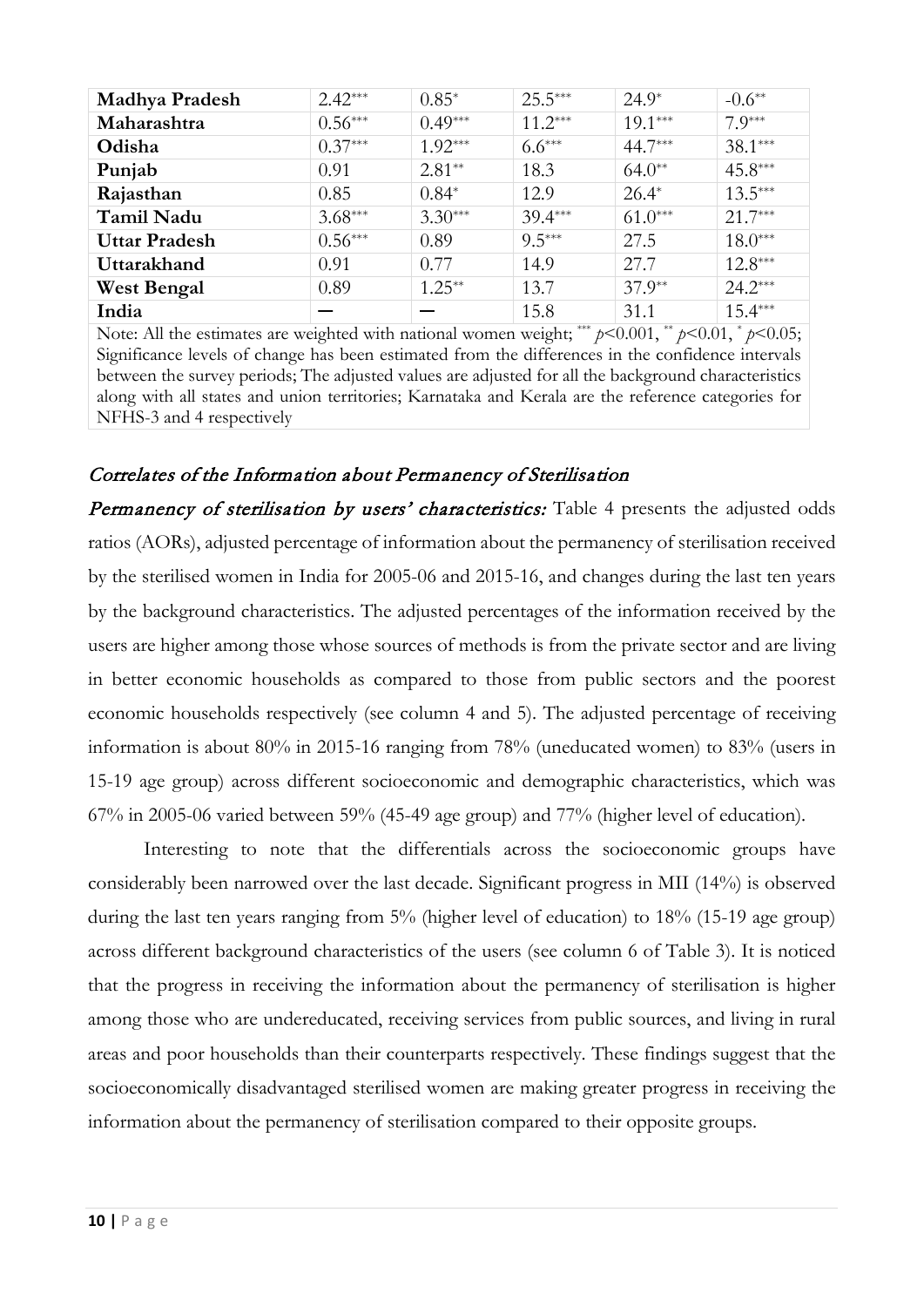| Madhya Pradesh | 2.42*** | 0.85* | 25.5*** | 24.9* | -0.6** |
|---|---|---|---|---|---|
| Maharashtra | 0.56*** | 0.49*** | 11.2*** | 19.1*** | 7.9*** |
| Odisha | 0.37*** | 1.92*** | 6.6*** | 44.7*** | 38.1*** |
| Punjab | 0.91 | 2.81** | 18.3 | 64.0** | 45.8*** |
| Rajasthan | 0.85 | 0.84* | 12.9 | 26.4* | 13.5*** |
| Tamil Nadu | 3.68*** | 3.30*** | 39.4*** | 61.0*** | 21.7*** |
| Uttar Pradesh | 0.56*** | 0.89 | 9.5*** | 27.5 | 18.0*** |
| Uttarakhand | 0.91 | 0.77 | 14.9 | 27.7 | 12.8*** |
| West Bengal | 0.89 | 1.25** | 13.7 | 37.9** | 24.2*** |
| India | — | — | 15.8 | 31.1 | 15.4*** |

Note: All the estimates are weighted with national women weight; *** $p<0.001$, ** $p<0.01$, * $p<0.05$; Significance levels of change has been estimated from the differences in the confidence intervals between the survey periods; The adjusted values are adjusted for all the background characteristics along with all states and union territories; Karnataka and Kerala are the reference categories for NFHS-3 and 4 respectively

### *Correlates of the Information about Permanency of Sterilisation*

***Permanency of sterilisation by users' characteristics:*** Table 4 presents the adjusted odds ratios (AORs), adjusted percentage of information about the permanency of sterilisation received by the sterilised women in India for 2005-06 and 2015-16, and changes during the last ten years by the background characteristics. The adjusted percentages of the information received by the users are higher among those whose sources of methods is from the private sector and are living in better economic households as compared to those from public sectors and the poorest economic households respectively (see column 4 and 5). The adjusted percentage of receiving information is about 80% in 2015-16 ranging from 78% (uneducated women) to 83% (users in 15-19 age group) across different socioeconomic and demographic characteristics, which was 67% in 2005-06 varied between 59% (45-49 age group) and 77% (higher level of education).

Interesting to note that the differentials across the socioeconomic groups have considerably been narrowed over the last decade. Significant progress in MII (14%) is observed during the last ten years ranging from 5% (higher level of education) to 18% (15-19 age group) across different background characteristics of the users (see column 6 of Table 3). It is noticed that the progress in receiving the information about the permanency of sterilisation is higher among those who are undereducated, receiving services from public sources, and living in rural areas and poor households than their counterparts respectively. These findings suggest that the socioeconomically disadvantaged sterilised women are making greater progress in receiving the information about the permanency of sterilisation compared to their opposite groups.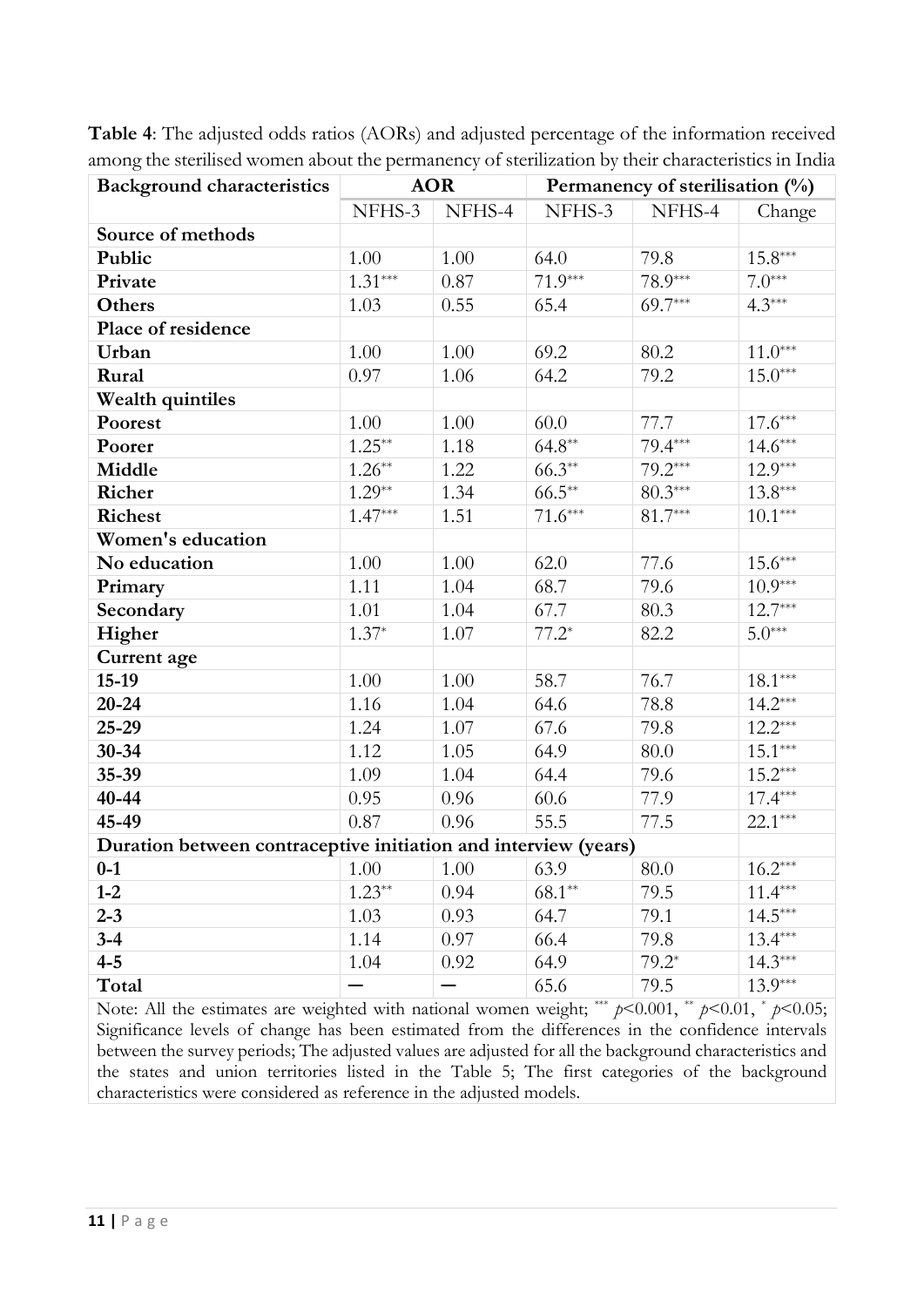**Table 4**: The adjusted odds ratios (AORs) and adjusted percentage of the information received among the sterilised women about the permanency of sterilization by their characteristics in India

| Background characteristics | AOR | | Permanency of sterilisation (%) | | |
|---|---|---|---|---|---|
| | NFHS-3 | NFHS-4 | NFHS-3 | NFHS-4 | Change |
| **Source of methods** | | | | | |
| **Public** | 1.00 | 1.00 | 64.0 | 79.8 | 15.8*** |
| **Private** | 1.31*** | 0.87 | 71.9*** | 78.9*** | 7.0*** |
| **Others** | 1.03 | 0.55 | 65.4 | 69.7*** | 4.3*** |
| **Place of residence** | | | | | |
| **Urban** | 1.00 | 1.00 | 69.2 | 80.2 | 11.0*** |
| **Rural** | 0.97 | 1.06 | 64.2 | 79.2 | 15.0*** |
| **Wealth quintiles** | | | | | |
| **Poorest** | 1.00 | 1.00 | 60.0 | 77.7 | 17.6*** |
| **Poorer** | 1.25** | 1.18 | 64.8** | 79.4*** | 14.6*** |
| **Middle** | 1.26** | 1.22 | 66.3** | 79.2*** | 12.9*** |
| **Richer** | 1.29** | 1.34 | 66.5** | 80.3*** | 13.8*** |
| **Richest** | 1.47*** | 1.51 | 71.6*** | 81.7*** | 10.1*** |
| **Women's education** | | | | | |
| **No education** | 1.00 | 1.00 | 62.0 | 77.6 | 15.6*** |
| **Primary** | 1.11 | 1.04 | 68.7 | 79.6 | 10.9*** |
| **Secondary** | 1.01 | 1.04 | 67.7 | 80.3 | 12.7*** |
| **Higher** | 1.37* | 1.07 | 77.2* | 82.2 | 5.0*** |
| **Current age** | | | | | |
| **15-19** | 1.00 | 1.00 | 58.7 | 76.7 | 18.1*** |
| **20-24** | 1.16 | 1.04 | 64.6 | 78.8 | 14.2*** |
| **25-29** | 1.24 | 1.07 | 67.6 | 79.8 | 12.2*** |
| **30-34** | 1.12 | 1.05 | 64.9 | 80.0 | 15.1*** |
| **35-39** | 1.09 | 1.04 | 64.4 | 79.6 | 15.2*** |
| **40-44** | 0.95 | 0.96 | 60.6 | 77.9 | 17.4*** |
| **45-49** | 0.87 | 0.96 | 55.5 | 77.5 | 22.1*** |
| **Duration between contraceptive initiation and interview (years)** | | | | | |
| **0-1** | 1.00 | 1.00 | 63.9 | 80.0 | 16.2*** |
| **1-2** | 1.23** | 0.94 | 68.1** | 79.5 | 11.4*** |
| **2-3** | 1.03 | 0.93 | 64.7 | 79.1 | 14.5*** |
| **3-4** | 1.14 | 0.97 | 66.4 | 79.8 | 13.4*** |
| **4-5** | 1.04 | 0.92 | 64.9 | 79.2* | 14.3*** |
| **Total** | — | — | 65.6 | 79.5 | 13.9*** |

Note: All the estimates are weighted with national women weight; *** $p<0.001$, ** $p<0.01$, * $p<0.05$; Significance levels of change has been estimated from the differences in the confidence intervals between the survey periods; The adjusted values are adjusted for all the background characteristics and the states and union territories listed in the Table 5; The first categories of the background characteristics were considered as reference in the adjusted models.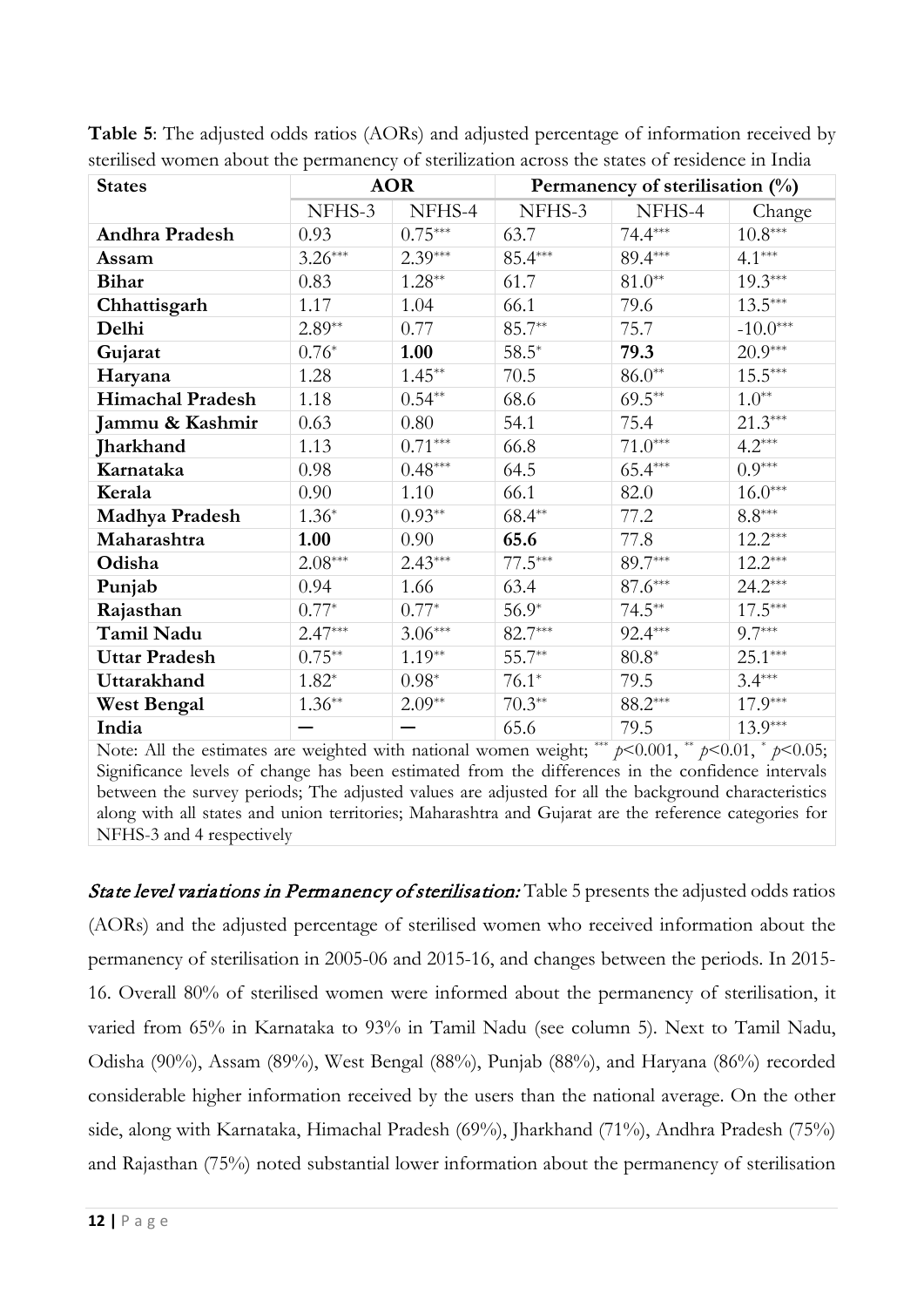**Table 5**: The adjusted odds ratios (AORs) and adjusted percentage of information received by sterilised women about the permanency of sterilization across the states of residence in India

| States | AOR | | Permanency of sterilisation (%) | | |
|---|---|---|---|---|---|
| | NFHS-3 | NFHS-4 | NFHS-3 | NFHS-4 | Change |
| **Andhra Pradesh** | 0.93 | 0.75*** | 63.7 | 74.4*** | 10.8*** |
| **Assam** | 3.26*** | 2.39*** | 85.4*** | 89.4*** | 4.1*** |
| **Bihar** | 0.83 | 1.28** | 61.7 | 81.0** | 19.3*** |
| **Chhattisgarh** | 1.17 | 1.04 | 66.1 | 79.6 | 13.5*** |
| **Delhi** | 2.89** | 0.77 | 85.7** | 75.7 | -10.0*** |
| **Gujarat** | 0.76* | **1.00** | 58.5* | **79.3** | 20.9*** |
| **Haryana** | 1.28 | 1.45** | 70.5 | 86.0** | 15.5*** |
| **Himachal Pradesh** | 1.18 | 0.54** | 68.6 | 69.5** | 1.0** |
| **Jammu & Kashmir** | 0.63 | 0.80 | 54.1 | 75.4 | 21.3*** |
| **Jharkhand** | 1.13 | 0.71*** | 66.8 | 71.0*** | 4.2*** |
| **Karnataka** | 0.98 | 0.48*** | 64.5 | 65.4*** | 0.9*** |
| **Kerala** | 0.90 | 1.10 | 66.1 | 82.0 | 16.0*** |
| **Madhya Pradesh** | 1.36* | 0.93** | 68.4** | 77.2 | 8.8*** |
| **Maharashtra** | **1.00** | 0.90 | **65.6** | 77.8 | 12.2*** |
| **Odisha** | 2.08*** | 2.43*** | 77.5*** | 89.7*** | 12.2*** |
| **Punjab** | 0.94 | 1.66 | 63.4 | 87.6*** | 24.2*** |
| **Rajasthan** | 0.77* | 0.77* | 56.9* | 74.5** | 17.5*** |
| **Tamil Nadu** | 2.47*** | 3.06*** | 82.7*** | 92.4*** | 9.7*** |
| **Uttar Pradesh** | 0.75** | 1.19** | 55.7** | 80.8* | 25.1*** |
| **Uttarakhand** | 1.82* | 0.98* | 76.1* | 79.5 | 3.4*** |
| **West Bengal** | 1.36** | 2.09** | 70.3** | 88.2*** | 17.9*** |
| **India** | — | — | 65.6 | 79.5 | 13.9*** |

Note: All the estimates are weighted with national women weight; *** $p<0.001$, ** $p<0.01$, * $p<0.05$; Significance levels of change has been estimated from the differences in the confidence intervals between the survey periods; The adjusted values are adjusted for all the background characteristics along with all states and union territories; Maharashtra and Gujarat are the reference categories for NFHS-3 and 4 respectively

***State level variations in Permanency of sterilisation:*** Table 5 presents the adjusted odds ratios (AORs) and the adjusted percentage of sterilised women who received information about the permanency of sterilisation in 2005-06 and 2015-16, and changes between the periods. In 2015-16. Overall 80% of sterilised women were informed about the permanency of sterilisation, it varied from 65% in Karnataka to 93% in Tamil Nadu (see column 5). Next to Tamil Nadu, Odisha (90%), Assam (89%), West Bengal (88%), Punjab (88%), and Haryana (86%) recorded considerable higher information received by the users than the national average. On the other side, along with Karnataka, Himachal Pradesh (69%), Jharkhand (71%), Andhra Pradesh (75%) and Rajasthan (75%) noted substantial lower information about the permanency of sterilisation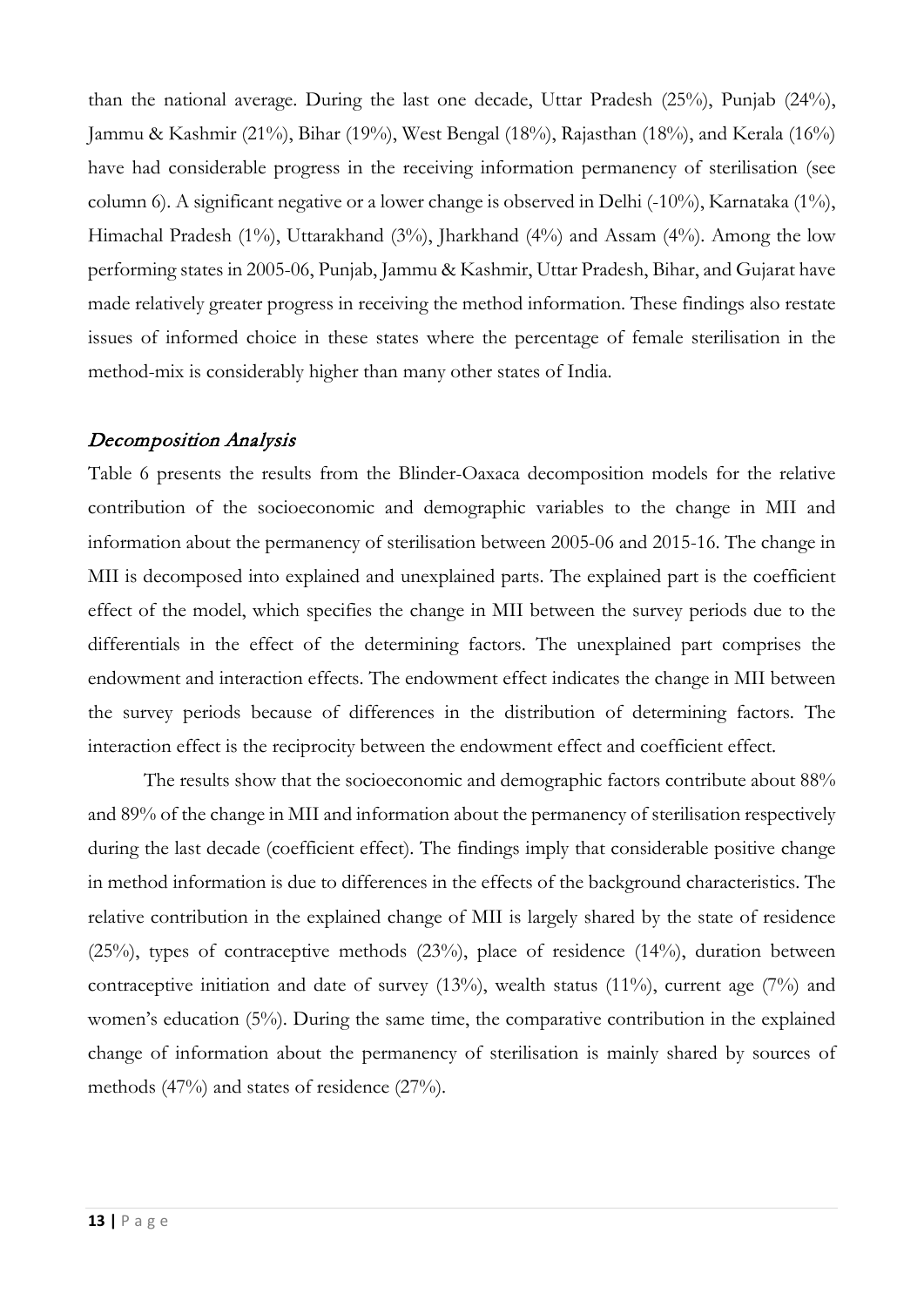than the national average. During the last one decade, Uttar Pradesh (25%), Punjab (24%), Jammu & Kashmir (21%), Bihar (19%), West Bengal (18%), Rajasthan (18%), and Kerala (16%) have had considerable progress in the receiving information permanency of sterilisation (see column 6). A significant negative or a lower change is observed in Delhi (-10%), Karnataka (1%), Himachal Pradesh (1%), Uttarakhand (3%), Jharkhand (4%) and Assam (4%). Among the low performing states in 2005-06, Punjab, Jammu & Kashmir, Uttar Pradesh, Bihar, and Gujarat have made relatively greater progress in receiving the method information. These findings also restate issues of informed choice in these states where the percentage of female sterilisation in the method-mix is considerably higher than many other states of India.

## *Decomposition Analysis*

Table 6 presents the results from the Blinder-Oaxaca decomposition models for the relative contribution of the socioeconomic and demographic variables to the change in MII and information about the permanency of sterilisation between 2005-06 and 2015-16. The change in MII is decomposed into explained and unexplained parts. The explained part is the coefficient effect of the model, which specifies the change in MII between the survey periods due to the differentials in the effect of the determining factors. The unexplained part comprises the endowment and interaction effects. The endowment effect indicates the change in MII between the survey periods because of differences in the distribution of determining factors. The interaction effect is the reciprocity between the endowment effect and coefficient effect.

The results show that the socioeconomic and demographic factors contribute about 88% and 89% of the change in MII and information about the permanency of sterilisation respectively during the last decade (coefficient effect). The findings imply that considerable positive change in method information is due to differences in the effects of the background characteristics. The relative contribution in the explained change of MII is largely shared by the state of residence (25%), types of contraceptive methods (23%), place of residence (14%), duration between contraceptive initiation and date of survey (13%), wealth status (11%), current age (7%) and women's education (5%). During the same time, the comparative contribution in the explained change of information about the permanency of sterilisation is mainly shared by sources of methods (47%) and states of residence (27%).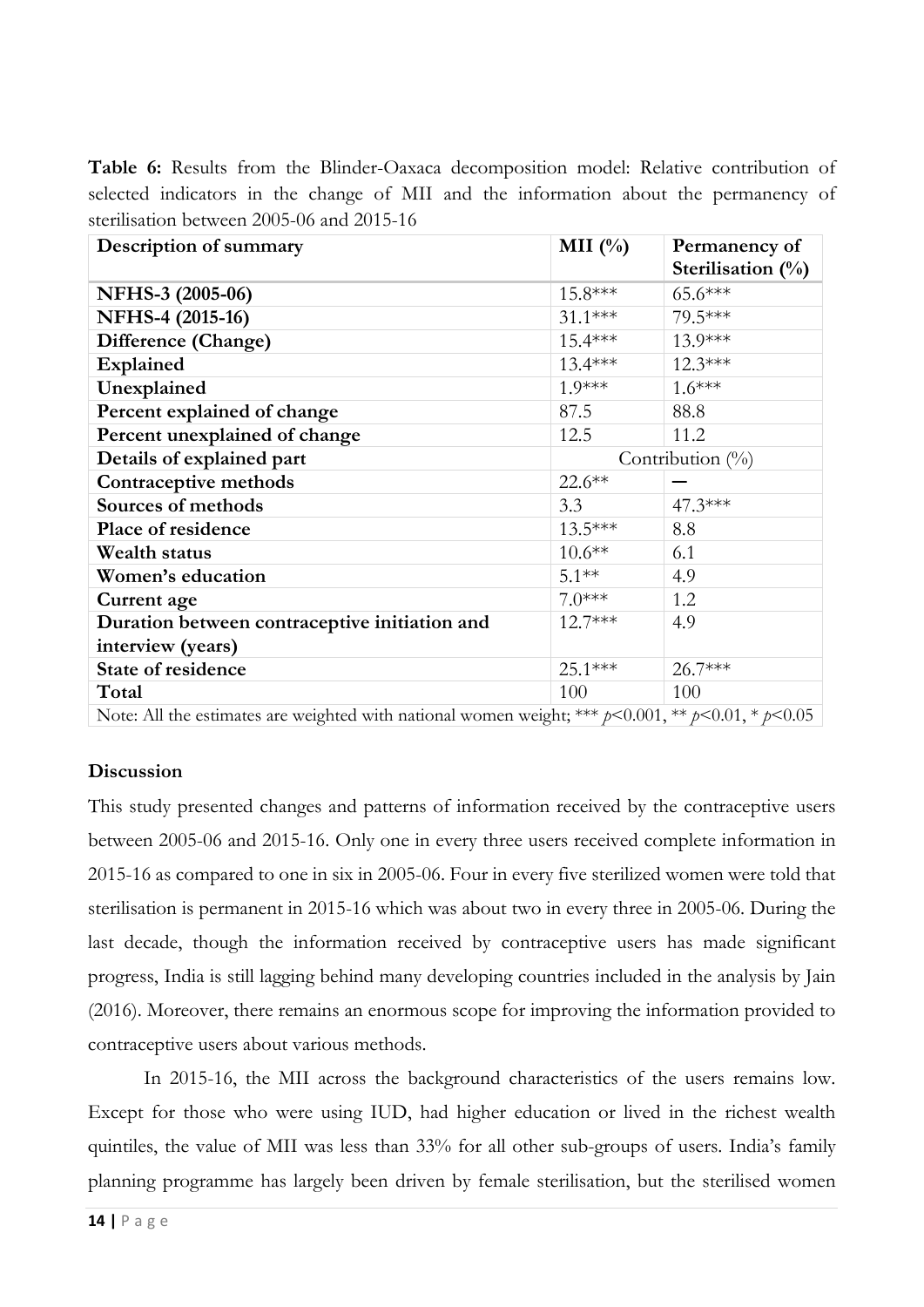**Table 6:** Results from the Blinder-Oaxaca decomposition model: Relative contribution of selected indicators in the change of MII and the information about the permanency of sterilisation between 2005-06 and 2015-16

| Description of summary | MII (%) | Permanency of Sterilisation (%) |
|---|---|---|
| **NFHS-3 (2005-06)** | 15.8*** | 65.6*** |
| **NFHS-4 (2015-16)** | 31.1*** | 79.5*** |
| **Difference (Change)** | 15.4*** | 13.9*** |
| **Explained** | 13.4*** | 12.3*** |
| **Unexplained** | 1.9*** | 1.6*** |
| **Percent explained of change** | 87.5 | 88.8 |
| **Percent unexplained of change** | 12.5 | 11.2 |
| **Details of explained part** | Contribution (%) | |
| **Contraceptive methods** | 22.6** | — |
| **Sources of methods** | 3.3 | 47.3*** |
| **Place of residence** | 13.5*** | 8.8 |
| **Wealth status** | 10.6** | 6.1 |
| **Women's education** | 5.1** | 4.9 |
| **Current age** | 7.0*** | 1.2 |
| **Duration between contraceptive initiation and interview (years)** | 12.7*** | 4.9 |
| **State of residence** | 25.1*** | 26.7*** |
| **Total** | 100 | 100 |

Note: All the estimates are weighted with national women weight; *** $p<0.001$, ** $p<0.01$, * $p<0.05$

### Discussion

This study presented changes and patterns of information received by the contraceptive users between 2005-06 and 2015-16. Only one in every three users received complete information in 2015-16 as compared to one in six in 2005-06. Four in every five sterilized women were told that sterilisation is permanent in 2015-16 which was about two in every three in 2005-06. During the last decade, though the information received by contraceptive users has made significant progress, India is still lagging behind many developing countries included in the analysis by Jain (2016). Moreover, there remains an enormous scope for improving the information provided to contraceptive users about various methods.

In 2015-16, the MII across the background characteristics of the users remains low. Except for those who were using IUD, had higher education or lived in the richest wealth quintiles, the value of MII was less than 33% for all other sub-groups of users. India's family planning programme has largely been driven by female sterilisation, but the sterilised women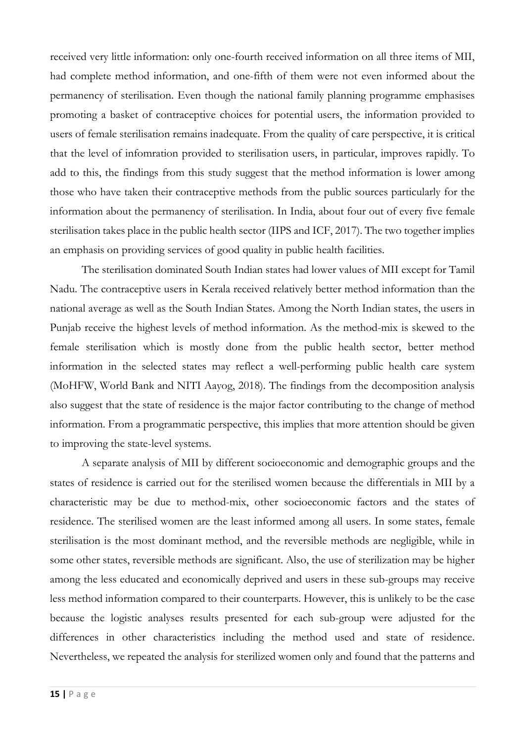received very little information: only one-fourth received information on all three items of MII, had complete method information, and one-fifth of them were not even informed about the permanency of sterilisation. Even though the national family planning programme emphasises promoting a basket of contraceptive choices for potential users, the information provided to users of female sterilisation remains inadequate. From the quality of care perspective, it is critical that the level of infomration provided to sterilisation users, in particular, improves rapidly. To add to this, the findings from this study suggest that the method information is lower among those who have taken their contraceptive methods from the public sources particularly for the information about the permanency of sterilisation. In India, about four out of every five female sterilisation takes place in the public health sector (IIPS and ICF, 2017). The two together implies an emphasis on providing services of good quality in public health facilities.

The sterilisation dominated South Indian states had lower values of MII except for Tamil Nadu. The contraceptive users in Kerala received relatively better method information than the national average as well as the South Indian States. Among the North Indian states, the users in Punjab receive the highest levels of method information. As the method-mix is skewed to the female sterilisation which is mostly done from the public health sector, better method information in the selected states may reflect a well-performing public health care system (MoHFW, World Bank and NITI Aayog, 2018). The findings from the decomposition analysis also suggest that the state of residence is the major factor contributing to the change of method information. From a programmatic perspective, this implies that more attention should be given to improving the state-level systems.

A separate analysis of MII by different socioeconomic and demographic groups and the states of residence is carried out for the sterilised women because the differentials in MII by a characteristic may be due to method-mix, other socioeconomic factors and the states of residence. The sterilised women are the least informed among all users. In some states, female sterilisation is the most dominant method, and the reversible methods are negligible, while in some other states, reversible methods are significant. Also, the use of sterilization may be higher among the less educated and economically deprived and users in these sub-groups may receive less method information compared to their counterparts. However, this is unlikely to be the case because the logistic analyses results presented for each sub-group were adjusted for the differences in other characteristics including the method used and state of residence. Nevertheless, we repeated the analysis for sterilized women only and found that the patterns and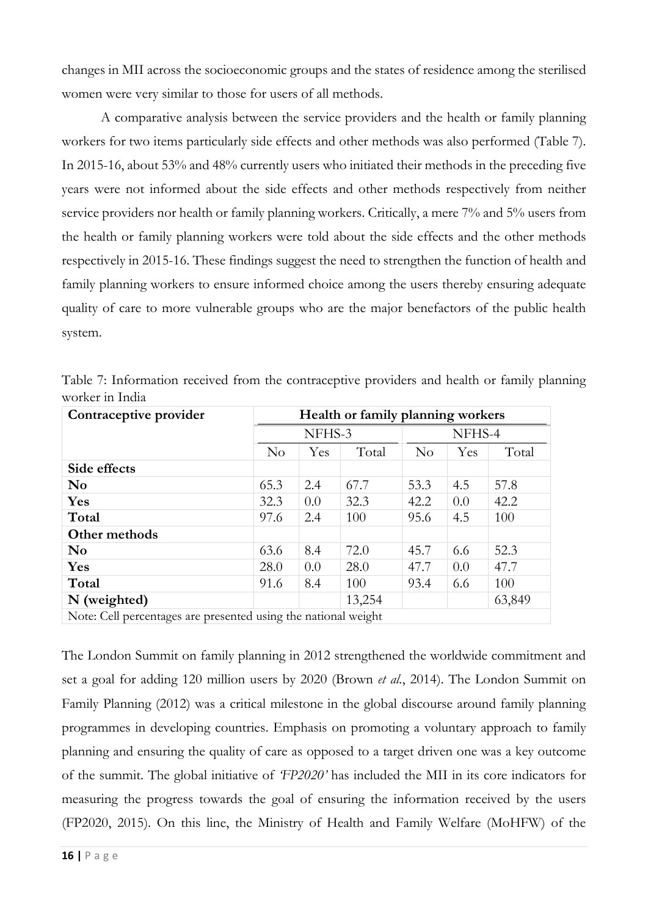changes in MII across the socioeconomic groups and the states of residence among the sterilised women were very similar to those for users of all methods.

A comparative analysis between the service providers and the health or family planning workers for two items particularly side effects and other methods was also performed (Table 7). In 2015-16, about 53% and 48% currently users who initiated their methods in the preceding five years were not informed about the side effects and other methods respectively from neither service providers nor health or family planning workers. Critically, a mere 7% and 5% users from the health or family planning workers were told about the side effects and the other methods respectively in 2015-16. These findings suggest the need to strengthen the function of health and family planning workers to ensure informed choice among the users thereby ensuring adequate quality of care to more vulnerable groups who are the major benefactors of the public health system.

Table 7: Information received from the contraceptive providers and health or family planning worker in India

| Contraceptive provider | Health or family planning workers | | | | | |
|---|---|---|---|---|---|---|
| | NFHS-3 | | | NFHS-4 | | |
| | No | Yes | Total | No | Yes | Total |
| **Side effects** | | | | | | |
| **No** | 65.3 | 2.4 | 67.7 | 53.3 | 4.5 | 57.8 |
| **Yes** | 32.3 | 0.0 | 32.3 | 42.2 | 0.0 | 42.2 |
| **Total** | 97.6 | 2.4 | 100 | 95.6 | 4.5 | 100 |
| **Other methods** | | | | | | |
| **No** | 63.6 | 8.4 | 72.0 | 45.7 | 6.6 | 52.3 |
| **Yes** | 28.0 | 0.0 | 28.0 | 47.7 | 0.0 | 47.7 |
| **Total** | 91.6 | 8.4 | 100 | 93.4 | 6.6 | 100 |
| **N (weighted)** | | | 13,254 | | | 63,849 |

Note: Cell percentages are presented using the national weight

The London Summit on family planning in 2012 strengthened the worldwide commitment and set a goal for adding 120 million users by 2020 (Brown *et al.*, 2014). The London Summit on Family Planning (2012) was a critical milestone in the global discourse around family planning programmes in developing countries. Emphasis on promoting a voluntary approach to family planning and ensuring the quality of care as opposed to a target driven one was a key outcome of the summit. The global initiative of *'FP2020'* has included the MII in its core indicators for measuring the progress towards the goal of ensuring the information received by the users (FP2020, 2015). On this line, the Ministry of Health and Family Welfare (MoHFW) of the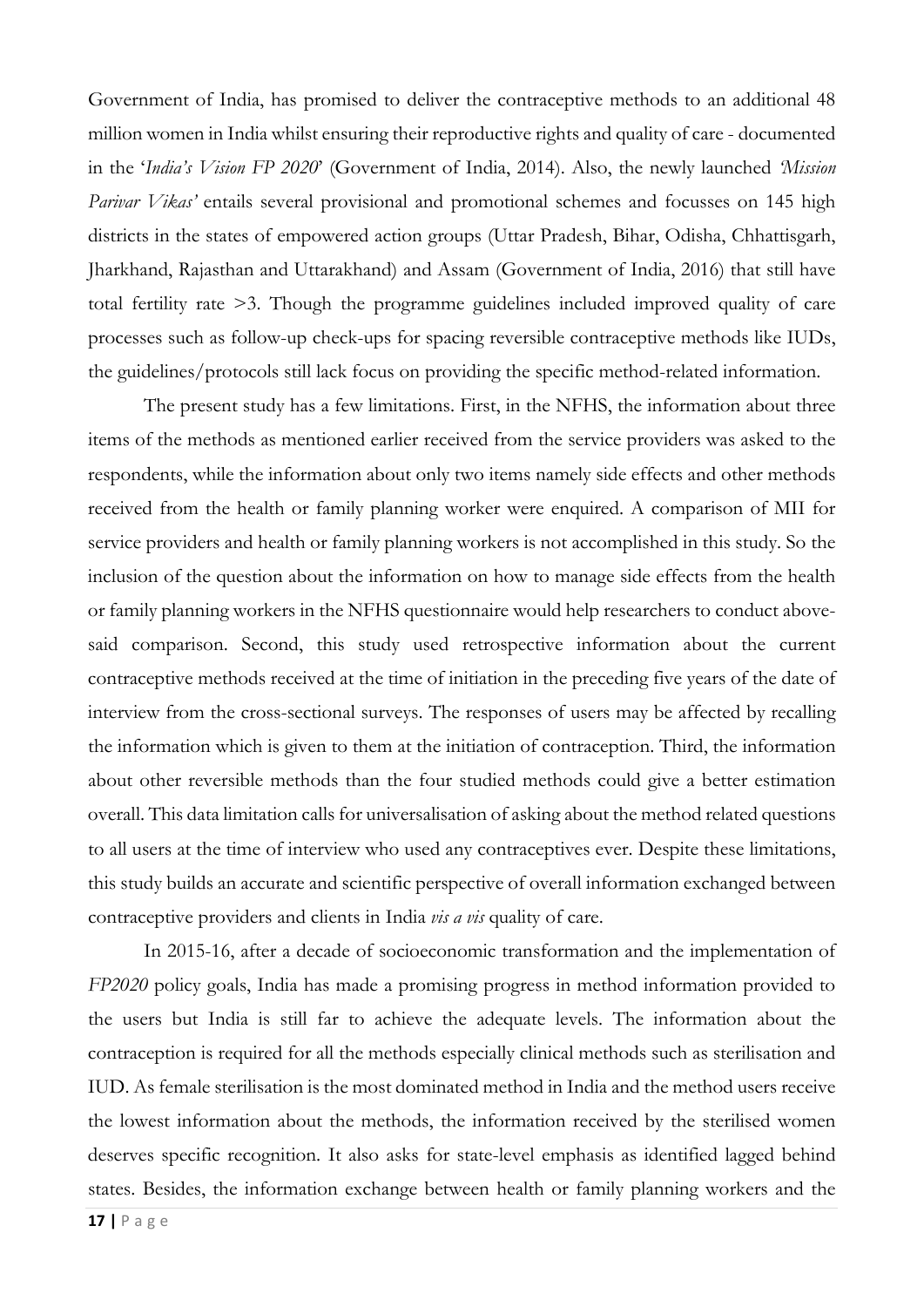Government of India, has promised to deliver the contraceptive methods to an additional 48 million women in India whilst ensuring their reproductive rights and quality of care - documented in the '*India's Vision FP 2020*' (Government of India, 2014). Also, the newly launched *'Mission Parivar Vikas'* entails several provisional and promotional schemes and focusses on 145 high districts in the states of empowered action groups (Uttar Pradesh, Bihar, Odisha, Chhattisgarh, Jharkhand, Rajasthan and Uttarakhand) and Assam (Government of India, 2016) that still have total fertility rate >3. Though the programme guidelines included improved quality of care processes such as follow-up check-ups for spacing reversible contraceptive methods like IUDs, the guidelines/protocols still lack focus on providing the specific method-related information.

The present study has a few limitations. First, in the NFHS, the information about three items of the methods as mentioned earlier received from the service providers was asked to the respondents, while the information about only two items namely side effects and other methods received from the health or family planning worker were enquired. A comparison of MII for service providers and health or family planning workers is not accomplished in this study. So the inclusion of the question about the information on how to manage side effects from the health or family planning workers in the NFHS questionnaire would help researchers to conduct above-said comparison. Second, this study used retrospective information about the current contraceptive methods received at the time of initiation in the preceding five years of the date of interview from the cross-sectional surveys. The responses of users may be affected by recalling the information which is given to them at the initiation of contraception. Third, the information about other reversible methods than the four studied methods could give a better estimation overall. This data limitation calls for universalisation of asking about the method related questions to all users at the time of interview who used any contraceptives ever. Despite these limitations, this study builds an accurate and scientific perspective of overall information exchanged between contraceptive providers and clients in India *vis a vis* quality of care.

In 2015-16, after a decade of socioeconomic transformation and the implementation of *FP2020* policy goals, India has made a promising progress in method information provided to the users but India is still far to achieve the adequate levels. The information about the contraception is required for all the methods especially clinical methods such as sterilisation and IUD. As female sterilisation is the most dominated method in India and the method users receive the lowest information about the methods, the information received by the sterilised women deserves specific recognition. It also asks for state-level emphasis as identified lagged behind states. Besides, the information exchange between health or family planning workers and the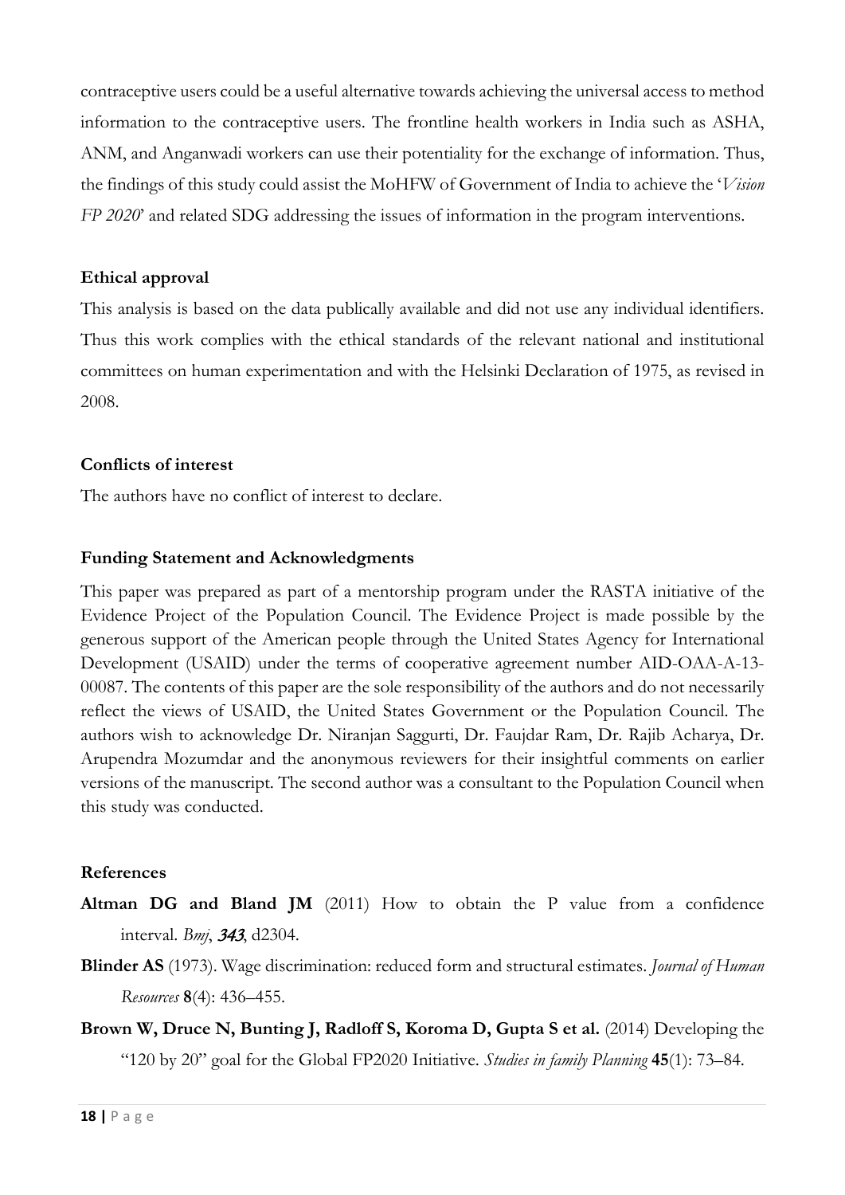contraceptive users could be a useful alternative towards achieving the universal access to method information to the contraceptive users. The frontline health workers in India such as ASHA, ANM, and Anganwadi workers can use their potentiality for the exchange of information. Thus, the findings of this study could assist the MoHFW of Government of India to achieve the '*Vision FP 2020*' and related SDG addressing the issues of information in the program interventions.

### Ethical approval

This analysis is based on the data publically available and did not use any individual identifiers. Thus this work complies with the ethical standards of the relevant national and institutional committees on human experimentation and with the Helsinki Declaration of 1975, as revised in 2008.

### Conflicts of interest

The authors have no conflict of interest to declare.

### Funding Statement and Acknowledgments

This paper was prepared as part of a mentorship program under the RASTA initiative of the Evidence Project of the Population Council. The Evidence Project is made possible by the generous support of the American people through the United States Agency for International Development (USAID) under the terms of cooperative agreement number AID-OAA-A-13-00087. The contents of this paper are the sole responsibility of the authors and do not necessarily reflect the views of USAID, the United States Government or the Population Council. The authors wish to acknowledge Dr. Niranjan Saggurti, Dr. Faujdar Ram, Dr. Rajib Acharya, Dr. Arupendra Mozumdar and the anonymous reviewers for their insightful comments on earlier versions of the manuscript. The second author was a consultant to the Population Council when this study was conducted.

### References

**Altman DG and Bland JM** (2011) How to obtain the P value from a confidence interval. *Bmj*, ***343***, d2304.

**Blinder AS** (1973). Wage discrimination: reduced form and structural estimates. *Journal of Human Resources* **8**(4): 436–455.

**Brown W, Druce N, Bunting J, Radloff S, Koroma D, Gupta S et al.** (2014) Developing the "120 by 20" goal for the Global FP2020 Initiative. *Studies in family Planning* **45**(1): 73–84.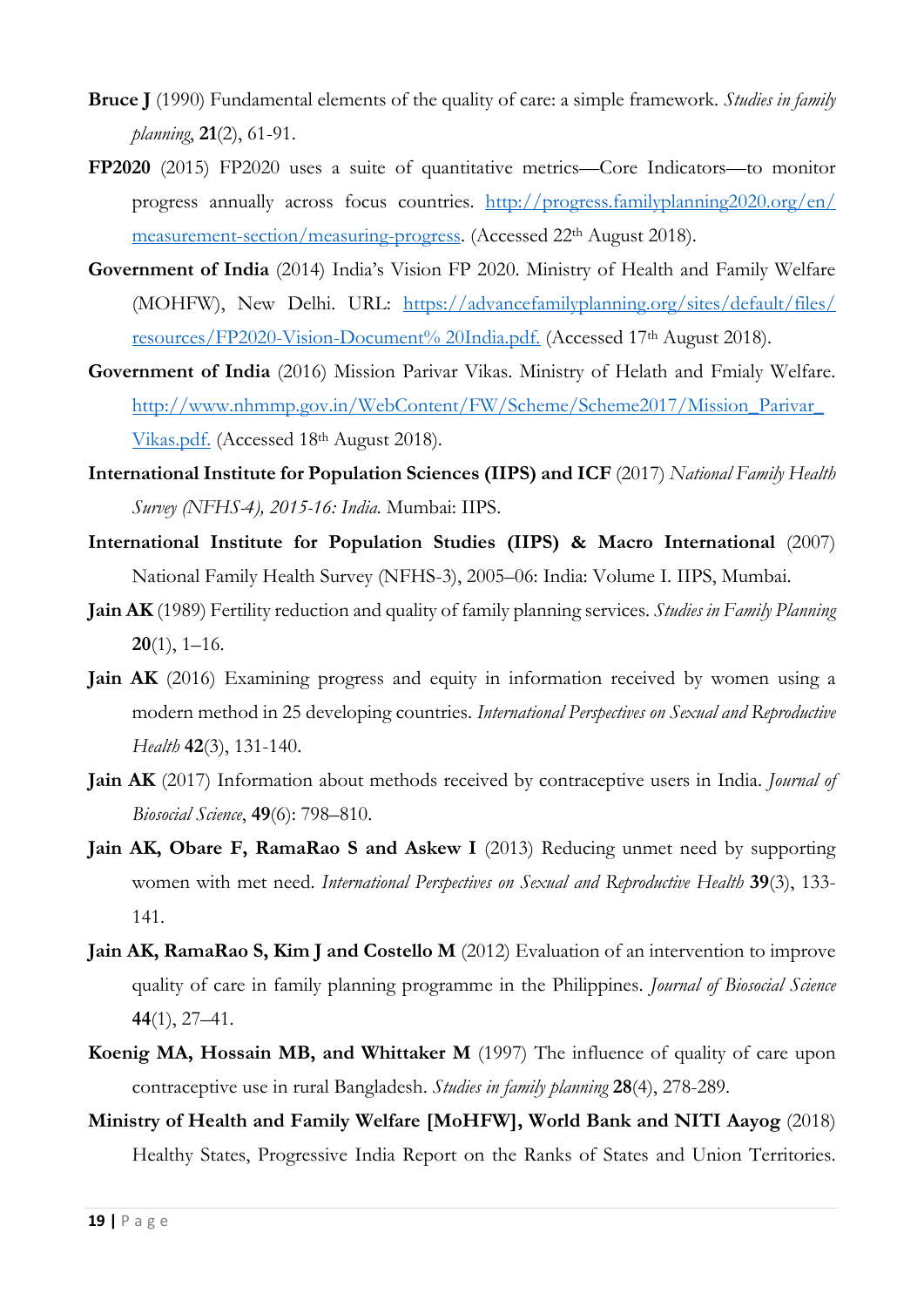**Bruce J** (1990) Fundamental elements of the quality of care: a simple framework. *Studies in family planning*, **21**(2), 61-91.

**FP2020** (2015) FP2020 uses a suite of quantitative metrics—Core Indicators—to monitor progress annually across focus countries. http://progress.familyplanning2020.org/en/measurement-section/measuring-progress. (Accessed 22th August 2018).

**Government of India** (2014) India's Vision FP 2020. Ministry of Health and Family Welfare (MOHFW), New Delhi. URL: https://advancefamilyplanning.org/sites/default/files/resources/FP2020-Vision-Document% 20India.pdf. (Accessed 17th August 2018).

**Government of India** (2016) Mission Parivar Vikas. Ministry of Helath and Fmialy Welfare. http://www.nhmmp.gov.in/WebContent/FW/Scheme/Scheme2017/Mission_Parivar_Vikas.pdf. (Accessed 18th August 2018).

**International Institute for Population Sciences (IIPS) and ICF** (2017) *National Family Health Survey (NFHS-4), 2015-16: India.* Mumbai: IIPS.

**International Institute for Population Studies (IIPS) & Macro International** (2007) National Family Health Survey (NFHS-3), 2005–06: India: Volume I. IIPS, Mumbai.

**Jain AK** (1989) Fertility reduction and quality of family planning services. *Studies in Family Planning* **20**(1), 1–16.

**Jain AK** (2016) Examining progress and equity in information received by women using a modern method in 25 developing countries. *International Perspectives on Sexual and Reproductive Health* **42**(3), 131-140.

**Jain AK** (2017) Information about methods received by contraceptive users in India. *Journal of Biosocial Science*, **49**(6): 798–810.

**Jain AK, Obare F, RamaRao S and Askew I** (2013) Reducing unmet need by supporting women with met need. *International Perspectives on Sexual and Reproductive Health* **39**(3), 133-141.

**Jain AK, RamaRao S, Kim J and Costello M** (2012) Evaluation of an intervention to improve quality of care in family planning programme in the Philippines. *Journal of Biosocial Science* **44**(1), 27–41.

**Koenig MA, Hossain MB, and Whittaker M** (1997) The influence of quality of care upon contraceptive use in rural Bangladesh. *Studies in family planning* **28**(4), 278-289.

**Ministry of Health and Family Welfare [MoHFW], World Bank and NITI Aayog** (2018) Healthy States, Progressive India Report on the Ranks of States and Union Territories.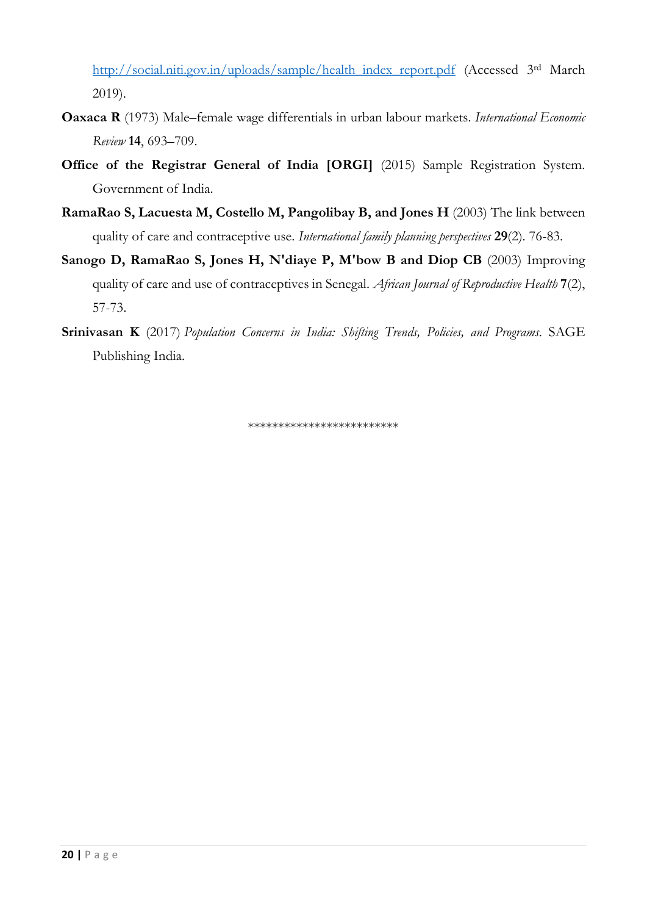http://social.niti.gov.in/uploads/sample/health_index_report.pdf (Accessed 3rd March 2019).

**Oaxaca R** (1973) Male–female wage differentials in urban labour markets. *International Economic Review* **14**, 693–709.

**Office of the Registrar General of India [ORGI]** (2015) Sample Registration System. Government of India.

**RamaRao S, Lacuesta M, Costello M, Pangolibay B, and Jones H** (2003) The link between quality of care and contraceptive use. *International family planning perspectives* **29**(2). 76-83.

**Sanogo D, RamaRao S, Jones H, N'diaye P, M'bow B and Diop CB** (2003) Improving quality of care and use of contraceptives in Senegal. *African Journal of Reproductive Health* **7**(2), 57-73.

**Srinivasan K** (2017) *Population Concerns in India: Shifting Trends, Policies, and Programs*. SAGE Publishing India.

*************************